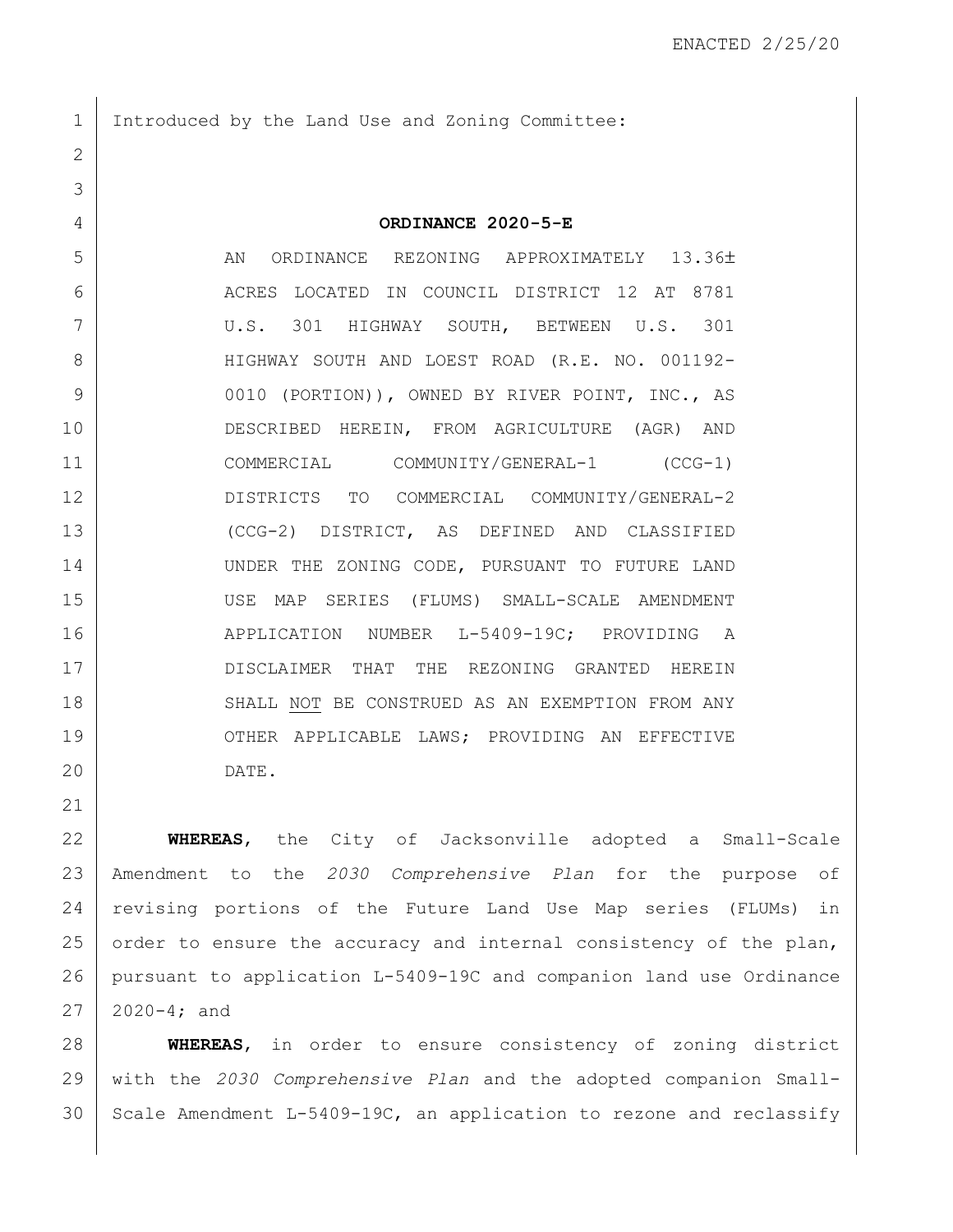ENACTED 2/25/20

Introduced by the Land Use and Zoning Committee:

**ORDINANCE 2020-5-E**

AN ORDINANCE REZONING APPROXIMATELY 13.36± ACRES LOCATED IN COUNCIL DISTRICT 12 AT 8781 U.S. 301 HIGHWAY SOUTH, BETWEEN U.S. 301 HIGHWAY SOUTH AND LOEST ROAD (R.E. NO. 001192-0010 (PORTION)), OWNED BY RIVER POINT, INC., AS DESCRIBED HEREIN, FROM AGRICULTURE (AGR) AND COMMERCIAL COMMUNITY/GENERAL-1 (CCG-1) DISTRICTS TO COMMERCIAL COMMUNITY/GENERAL-2 (CCG-2) DISTRICT, AS DEFINED AND CLASSIFIED UNDER THE ZONING CODE, PURSUANT TO FUTURE LAND USE MAP SERIES (FLUMS) SMALL-SCALE AMENDMENT APPLICATION NUMBER L-5409-19C; PROVIDING A DISCLAIMER THAT THE REZONING GRANTED HEREIN SHALL NOT BE CONSTRUED AS AN EXEMPTION FROM ANY OTHER APPLICABLE LAWS; PROVIDING AN EFFECTIVE DATE.

**WHEREAS**, the City of Jacksonville adopted a Small-Scale Amendment to the *2030 Comprehensive Plan* for the purpose of revising portions of the Future Land Use Map series (FLUMs) in order to ensure the accuracy and internal consistency of the plan, pursuant to application L-5409-19C and companion land use Ordinance 2020-4; and

**WHEREAS**, in order to ensure consistency of zoning district with the *2030 Comprehensive Plan* and the adopted companion Small-Scale Amendment L-5409-19C, an application to rezone and reclassify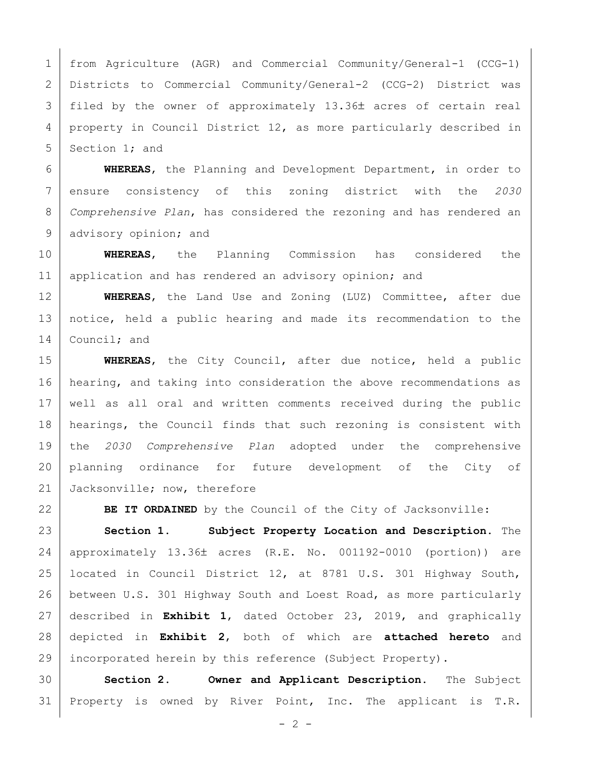from Agriculture (AGR) and Commercial Community/General-1 (CCG-1) Districts to Commercial Community/General-2 (CCG-2) District was filed by the owner of approximately 13.36± acres of certain real property in Council District 12, as more particularly described in Section 1; and

**WHEREAS**, the Planning and Development Department, in order to ensure consistency of this zoning district with the *2030 Comprehensive Plan*, has considered the rezoning and has rendered an advisory opinion; and

**WHEREAS**, the Planning Commission has considered the application and has rendered an advisory opinion; and

**WHEREAS**, the Land Use and Zoning (LUZ) Committee, after due notice, held a public hearing and made its recommendation to the Council; and

**WHEREAS**, the City Council, after due notice, held a public hearing, and taking into consideration the above recommendations as well as all oral and written comments received during the public hearings, the Council finds that such rezoning is consistent with the *2030 Comprehensive Plan* adopted under the comprehensive planning ordinance for future development of the City of Jacksonville; now, therefore

**BE IT ORDAINED** by the Council of the City of Jacksonville:

**Section 1. Subject Property Location and Description.** The approximately 13.36± acres (R.E. No. 001192-0010 (portion)) are located in Council District 12, at 8781 U.S. 301 Highway South, between U.S. 301 Highway South and Loest Road, as more particularly described in **Exhibit 1**, dated October 23, 2019, and graphically depicted in **Exhibit 2**, both of which are **attached hereto** and incorporated herein by this reference (Subject Property).

**Section 2. Owner and Applicant Description.** The Subject Property is owned by River Point, Inc. The applicant is T.R.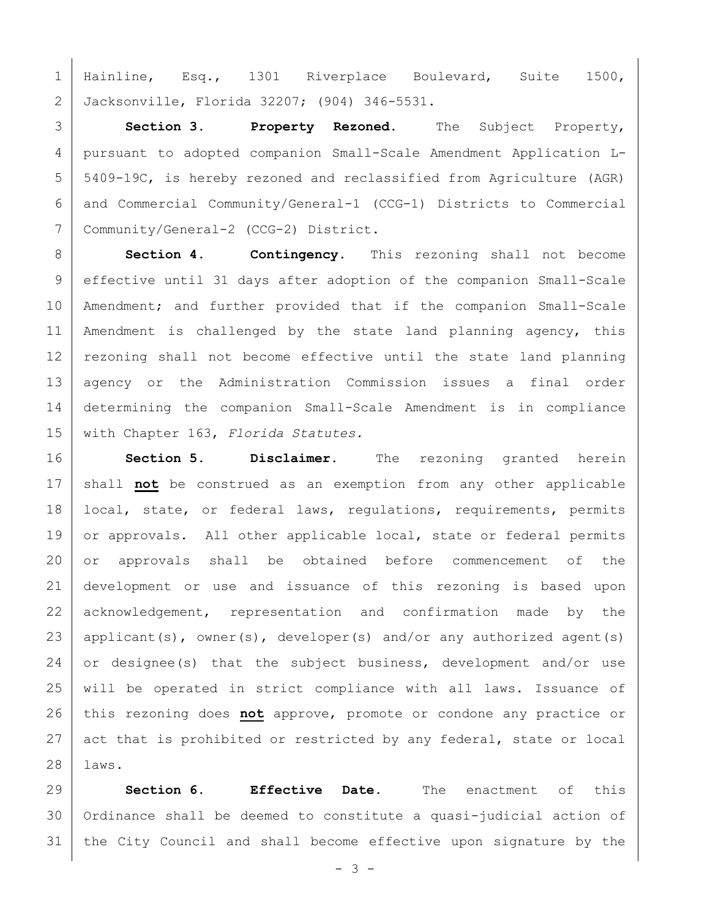Hainline, Esq., 1301 Riverplace Boulevard, Suite 1500, Jacksonville, Florida 32207; (904) 346-5531.

**Section 3. Property Rezoned.** The Subject Property, pursuant to adopted companion Small-Scale Amendment Application L-5409-19C, is hereby rezoned and reclassified from Agriculture (AGR) and Commercial Community/General-1 (CCG-1) Districts to Commercial Community/General-2 (CCG-2) District.

**Section 4. Contingency.** This rezoning shall not become effective until 31 days after adoption of the companion Small-Scale Amendment; and further provided that if the companion Small-Scale Amendment is challenged by the state land planning agency, this rezoning shall not become effective until the state land planning agency or the Administration Commission issues a final order determining the companion Small-Scale Amendment is in compliance with Chapter 163, *Florida Statutes.*

**Section 5. Disclaimer.** The rezoning granted herein shall **not** be construed as an exemption from any other applicable local, state, or federal laws, regulations, requirements, permits or approvals. All other applicable local, state or federal permits or approvals shall be obtained before commencement of the development or use and issuance of this rezoning is based upon acknowledgement, representation and confirmation made by the applicant(s), owner(s), developer(s) and/or any authorized agent(s) or designee(s) that the subject business, development and/or use will be operated in strict compliance with all laws. Issuance of this rezoning does **not** approve, promote or condone any practice or act that is prohibited or restricted by any federal, state or local laws.

**Section 6. Effective Date.** The enactment of this Ordinance shall be deemed to constitute a quasi-judicial action of the City Council and shall become effective upon signature by the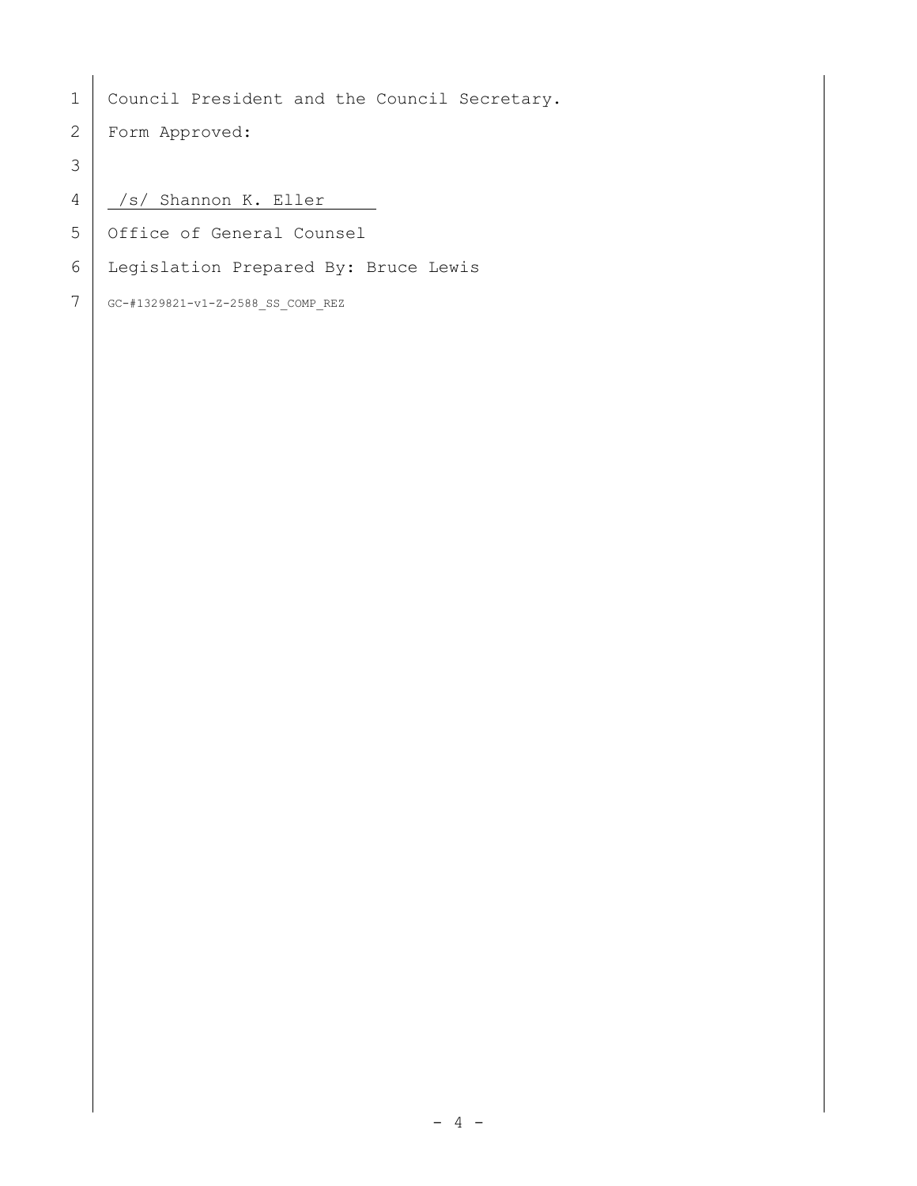Council President and the Council Secretary.

Form Approved:

/s/ Shannon K. Eller

Office of General Counsel

Legislation Prepared By: Bruce Lewis

GC-#1329821-v1-Z-2588_SS_COMP_REZ